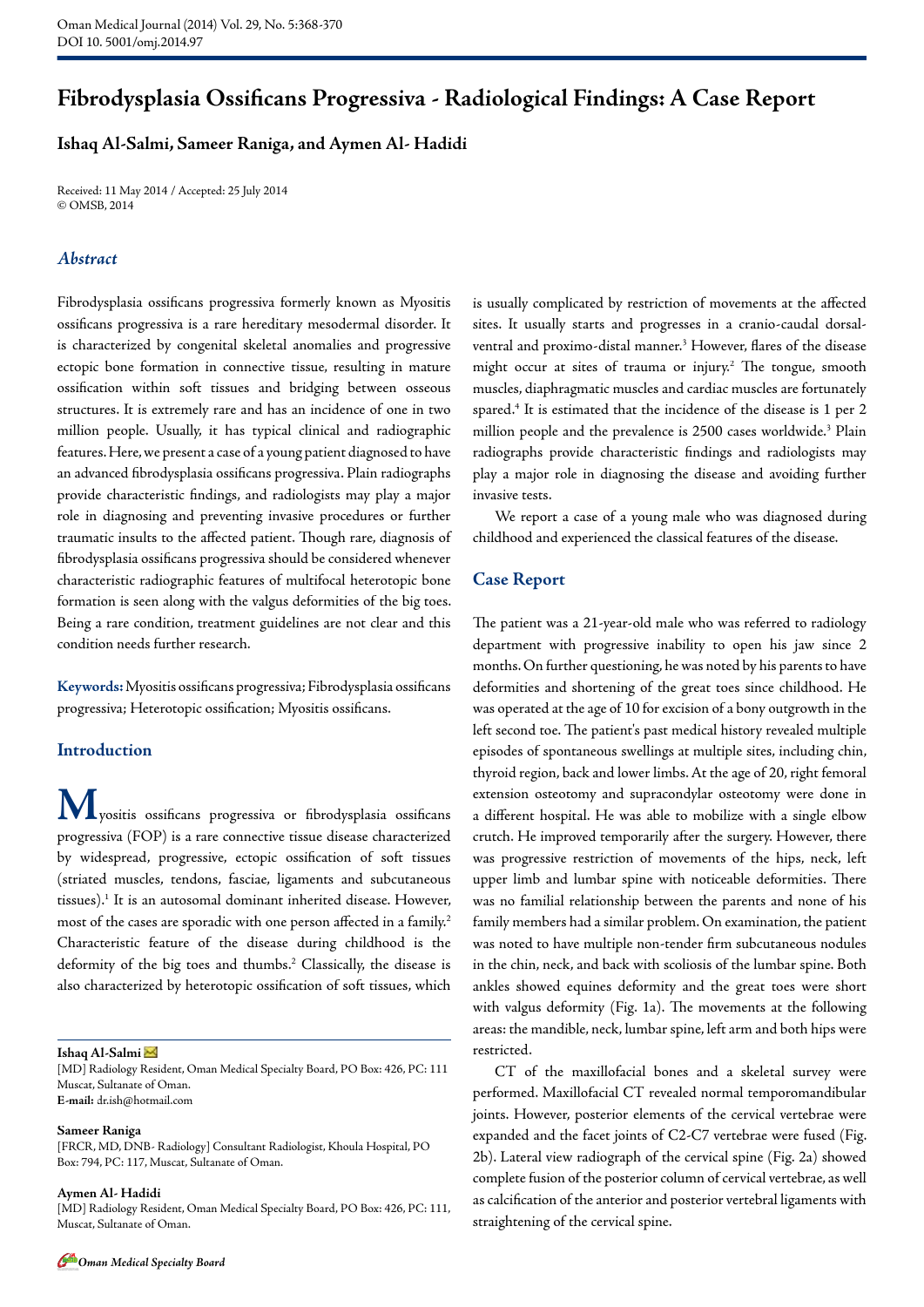# Fibrodysplasia Ossificans Progressiva - Radiological Findings: A Case Report

**Ishaq Al-Salmi, Sameer Raniga, and Aymen Al- Hadidi**

Received: 11 May 2014 / Accepted: 25 July 2014
© OMSB, 2014

## *Abstract*

Fibrodysplasia ossificans progressiva formerly known as Myositis ossificans progressiva is a rare hereditary mesodermal disorder. It is characterized by congenital skeletal anomalies and progressive ectopic bone formation in connective tissue, resulting in mature ossification within soft tissues and bridging between osseous structures. It is extremely rare and has an incidence of one in two million people. Usually, it has typical clinical and radiographic features. Here, we present a case of a young patient diagnosed to have an advanced fibrodysplasia ossificans progressiva. Plain radiographs provide characteristic findings, and radiologists may play a major role in diagnosing and preventing invasive procedures or further traumatic insults to the affected patient. Though rare, diagnosis of fibrodysplasia ossificans progressiva should be considered whenever characteristic radiographic features of multifocal heterotopic bone formation is seen along with the valgus deformities of the big toes. Being a rare condition, treatment guidelines are not clear and this condition needs further research.

**Keywords:** Myositis ossificans progressiva; Fibrodysplasia ossificans progressiva; Heterotopic ossification; Myositis ossificans.

## Introduction

Myositis ossificans progressiva or fibrodysplasia ossificans progressiva (FOP) is a rare connective tissue disease characterized by widespread, progressive, ectopic ossification of soft tissues (striated muscles, tendons, fasciae, ligaments and subcutaneous tissues).[1] It is an autosomal dominant inherited disease. However, most of the cases are sporadic with one person affected in a family.[2] Characteristic feature of the disease during childhood is the deformity of the big toes and thumbs.[2] Classically, the disease is also characterized by heterotopic ossification of soft tissues, which is usually complicated by restriction of movements at the affected sites. It usually starts and progresses in a cranio-caudal dorsal-ventral and proximo-distal manner.[3] However, flares of the disease might occur at sites of trauma or injury.[2] The tongue, smooth muscles, diaphragmatic muscles and cardiac muscles are fortunately spared.[4] It is estimated that the incidence of the disease is 1 per 2 million people and the prevalence is 2500 cases worldwide.[3] Plain radiographs provide characteristic findings and radiologists may play a major role in diagnosing the disease and avoiding further invasive tests.

We report a case of a young male who was diagnosed during childhood and experienced the classical features of the disease.

## Case Report

The patient was a 21-year-old male who was referred to radiology department with progressive inability to open his jaw since 2 months. On further questioning, he was noted by his parents to have deformities and shortening of the great toes since childhood. He was operated at the age of 10 for excision of a bony outgrowth in the left second toe. The patient's past medical history revealed multiple episodes of spontaneous swellings at multiple sites, including chin, thyroid region, back and lower limbs. At the age of 20, right femoral extension osteotomy and supracondylar osteotomy were done in a different hospital. He was able to mobilize with a single elbow crutch. He improved temporarily after the surgery. However, there was progressive restriction of movements of the hips, neck, left upper limb and lumbar spine with noticeable deformities. There was no familial relationship between the parents and none of his family members had a similar problem. On examination, the patient was noted to have multiple non-tender firm subcutaneous nodules in the chin, neck, and back with scoliosis of the lumbar spine. Both ankles showed equines deformity and the great toes were short with valgus deformity (Fig. 1a). The movements at the following areas: the mandible, neck, lumbar spine, left arm and both hips were restricted.

CT of the maxillofacial bones and a skeletal survey were performed. Maxillofacial CT revealed normal temporomandibular joints. However, posterior elements of the cervical vertebrae were expanded and the facet joints of C2-C7 vertebrae were fused (Fig. 2b). Lateral view radiograph of the cervical spine (Fig. 2a) showed complete fusion of the posterior column of cervical vertebrae, as well as calcification of the anterior and posterior vertebral ligaments with straightening of the cervical spine.

---

**Ishaq Al-Salmi**
[MD] Radiology Resident, Oman Medical Specialty Board, PO Box: 426, PC: 111 Muscat, Sultanate of Oman.
**E-mail:** dr.ish@hotmail.com

**Sameer Raniga**
[FRCR, MD, DNB- Radiology] Consultant Radiologist, Khoula Hospital, PO Box: 794, PC: 117, Muscat, Sultanate of Oman.

**Aymen Al- Hadidi**
[MD] Radiology Resident, Oman Medical Specialty Board, PO Box: 426, PC: 111, Muscat, Sultanate of Oman.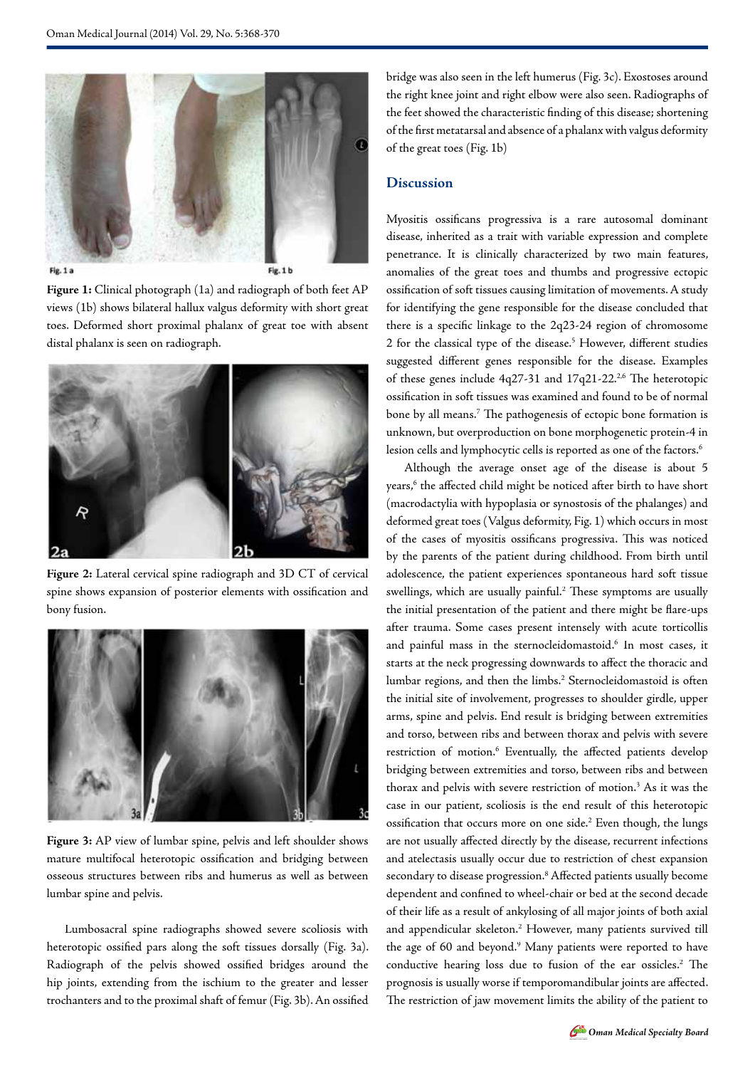**Figure 1:** Clinical photograph (1a) and radiograph of both feet AP views (1b) shows bilateral hallux valgus deformity with short great toes. Deformed short proximal phalanx of great toe with absent distal phalanx is seen on radiograph.

**Figure 2:** Lateral cervical spine radiograph and 3D CT of cervical spine shows expansion of posterior elements with ossification and bony fusion.

**Figure 3:** AP view of lumbar spine, pelvis and left shoulder shows mature multifocal heterotopic ossification and bridging between osseous structures between ribs and humerus as well as between lumbar spine and pelvis.

Lumbosacral spine radiographs showed severe scoliosis with heterotopic ossified pars along the soft tissues dorsally (Fig. 3a). Radiograph of the pelvis showed ossified bridges around the hip joints, extending from the ischium to the greater and lesser trochanters and to the proximal shaft of femur (Fig. 3b). An ossified bridge was also seen in the left humerus (Fig. 3c). Exostoses around the right knee joint and right elbow were also seen. Radiographs of the feet showed the characteristic finding of this disease; shortening of the first metatarsal and absence of a phalanx with valgus deformity of the great toes (Fig. 1b)

## Discussion

Myositis ossificans progressiva is a rare autosomal dominant disease, inherited as a trait with variable expression and complete penetrance. It is clinically characterized by two main features, anomalies of the great toes and thumbs and progressive ectopic ossification of soft tissues causing limitation of movements. A study for identifying the gene responsible for the disease concluded that there is a specific linkage to the 2q23-24 region of chromosome 2 for the classical type of the disease.[5] However, different studies suggested different genes responsible for the disease. Examples of these genes include 4q27-31 and 17q21-22.[2,6] The heterotopic ossification in soft tissues was examined and found to be of normal bone by all means.[7] The pathogenesis of ectopic bone formation is unknown, but overproduction on bone morphogenetic protein-4 in lesion cells and lymphocytic cells is reported as one of the factors.[6]

Although the average onset age of the disease is about 5 years,[6] the affected child might be noticed after birth to have short (macrodactylia with hypoplasia or synostosis of the phalanges) and deformed great toes (Valgus deformity, Fig. 1) which occurs in most of the cases of myositis ossificans progressiva. This was noticed by the parents of the patient during childhood. From birth until adolescence, the patient experiences spontaneous hard soft tissue swellings, which are usually painful.[2] These symptoms are usually the initial presentation of the patient and there might be flare-ups after trauma. Some cases present intensely with acute torticollis and painful mass in the sternocleidomastoid.[6] In most cases, it starts at the neck progressing downwards to affect the thoracic and lumbar regions, and then the limbs.[2] Sternocleidomastoid is often the initial site of involvement, progresses to shoulder girdle, upper arms, spine and pelvis. End result is bridging between extremities and torso, between ribs and between thorax and pelvis with severe restriction of motion.[6] Eventually, the affected patients develop bridging between extremities and torso, between ribs and between thorax and pelvis with severe restriction of motion.[3] As it was the case in our patient, scoliosis is the end result of this heterotopic ossification that occurs more on one side.[2] Even though, the lungs are not usually affected directly by the disease, recurrent infections and atelectasis usually occur due to restriction of chest expansion secondary to disease progression.[8] Affected patients usually become dependent and confined to wheel-chair or bed at the second decade of their life as a result of ankylosing of all major joints of both axial and appendicular skeleton.[2] However, many patients survived till the age of 60 and beyond.[9] Many patients were reported to have conductive hearing loss due to fusion of the ear ossicles.[2] The prognosis is usually worse if temporomandibular joints are affected. The restriction of jaw movement limits the ability of the patient to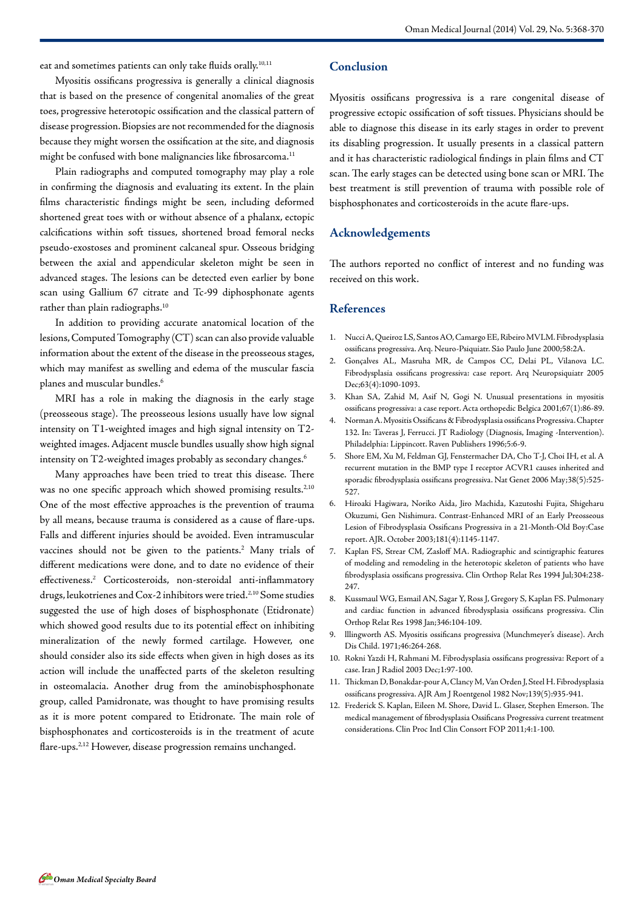eat and sometimes patients can only take fluids orally.[10,11]

Myositis ossificans progressiva is generally a clinical diagnosis that is based on the presence of congenital anomalies of the great toes, progressive heterotopic ossification and the classical pattern of disease progression. Biopsies are not recommended for the diagnosis because they might worsen the ossification at the site, and diagnosis might be confused with bone malignancies like fibrosarcoma.[11]

Plain radiographs and computed tomography may play a role in confirming the diagnosis and evaluating its extent. In the plain films characteristic findings might be seen, including deformed shortened great toes with or without absence of a phalanx, ectopic calcifications within soft tissues, shortened broad femoral necks pseudo-exostoses and prominent calcaneal spur. Osseous bridging between the axial and appendicular skeleton might be seen in advanced stages. The lesions can be detected even earlier by bone scan using Gallium 67 citrate and Tc-99 diphosphonate agents rather than plain radiographs.[10]

In addition to providing accurate anatomical location of the lesions, Computed Tomography (CT) scan can also provide valuable information about the extent of the disease in the preosseous stages, which may manifest as swelling and edema of the muscular fascia planes and muscular bundles.[6]

MRI has a role in making the diagnosis in the early stage (preosseous stage). The preosseous lesions usually have low signal intensity on T1-weighted images and high signal intensity on T2-weighted images. Adjacent muscle bundles usually show high signal intensity on T2-weighted images probably as secondary changes.[6]

Many approaches have been tried to treat this disease. There was no one specific approach which showed promising results.[2,10] One of the most effective approaches is the prevention of trauma by all means, because trauma is considered as a cause of flare-ups. Falls and different injuries should be avoided. Even intramuscular vaccines should not be given to the patients.[2] Many trials of different medications were done, and to date no evidence of their effectiveness.[2] Corticosteroids, non-steroidal anti-inflammatory drugs, leukotrienes and Cox-2 inhibitors were tried.[2,10] Some studies suggested the use of high doses of bisphosphonate (Etidronate) which showed good results due to its potential effect on inhibiting mineralization of the newly formed cartilage. However, one should consider also its side effects when given in high doses as its action will include the unaffected parts of the skeleton resulting in osteomalacia. Another drug from the aminobisphosphonate group, called Pamidronate, was thought to have promising results as it is more potent compared to Etidronate. The main role of bisphosphonates and corticosteroids is in the treatment of acute flare-ups.[2,12] However, disease progression remains unchanged.

## Conclusion

Myositis ossificans progressiva is a rare congenital disease of progressive ectopic ossification of soft tissues. Physicians should be able to diagnose this disease in its early stages in order to prevent its disabling progression. It usually presents in a classical pattern and it has characteristic radiological findings in plain films and CT scan. The early stages can be detected using bone scan or MRI. The best treatment is still prevention of trauma with possible role of bisphosphonates and corticosteroids in the acute flare-ups.

## Acknowledgements

The authors reported no conflict of interest and no funding was received on this work.

## References

1. Nucci A, Queiroz LS, Santos AO, Camargo EE, Ribeiro MVLM. Fibrodysplasia ossificans progressiva. Arq. Neuro-Psiquiatr. São Paulo June 2000;58:2A.
2. Gonçalves AL, Masruha MR, de Campos CC, Delai PL, Vilanova LC. Fibrodysplasia ossificans progressiva: case report. Arq Neuropsiquiatr 2005 Dec;63(4):1090-1093.
3. Khan SA, Zahid M, Asif N, Gogi N. Unusual presentations in myositis ossificans progressiva: a case report. Acta orthopedic Belgica 2001;67(1):86-89.
4. Norman A. Myositis Ossificans & Fibrodysplasia ossificans Progressiva. Chapter 132. In: Taveras J, Ferrucci. JT Radiology (Diagnosis, Imaging -Intervention). Philadelphia: Lippincott. Raven Publishers 1996;5:6-9.
5. Shore EM, Xu M, Feldman GJ, Fenstermacher DA, Cho T-J, Choi IH, et al. A recurrent mutation in the BMP type I receptor ACVR1 causes inherited and sporadic fibrodysplasia ossificans progressiva. Nat Genet 2006 May;38(5):525-527.
6. Hiroaki Hagiwara, Noriko Aida, Jiro Machida, Kazutoshi Fujita, Shigeharu Okuzumi, Gen Nishimura. Contrast-Enhanced MRI of an Early Preosseous Lesion of Fibrodysplasia Ossificans Progressiva in a 21-Month-Old Boy:Case report. AJR. October 2003;181(4):1145-1147.
7. Kaplan FS, Strear CM, Zasloff MA. Radiographic and scintigraphic features of modeling and remodeling in the heterotopic skeleton of patients who have fibrodysplasia ossificans progressiva. Clin Orthop Relat Res 1994 Jul;304:238-247.
8. Kussmaul WG, Esmail AN, Sagar Y, Ross J, Gregory S, Kaplan FS. Pulmonary and cardiac function in advanced fibrodysplasia ossificans progressiva. Clin Orthop Relat Res 1998 Jan;346:104-109.
9. lllingworth AS. Myositis ossificans progressiva (Munchmeyer's disease). Arch Dis Child. 1971;46:264-268.
10. Rokni Yazdi H, Rahmani M. Fibrodysplasia ossificans progressiva: Report of a case. Iran J Radiol 2003 Dec;1:97-100.
11. Thickman D, Bonakdar-pour A, Clancy M, Van Orden J, Steel H. Fibrodysplasia ossificans progressiva. AJR Am J Roentgenol 1982 Nov;139(5):935-941.
12. Frederick S. Kaplan, Eileen M. Shore, David L. Glaser, Stephen Emerson. The medical management of fibrodysplasia Ossificans Progressiva current treatment considerations. Clin Proc Intl Clin Consort FOP 2011;4:1-100.